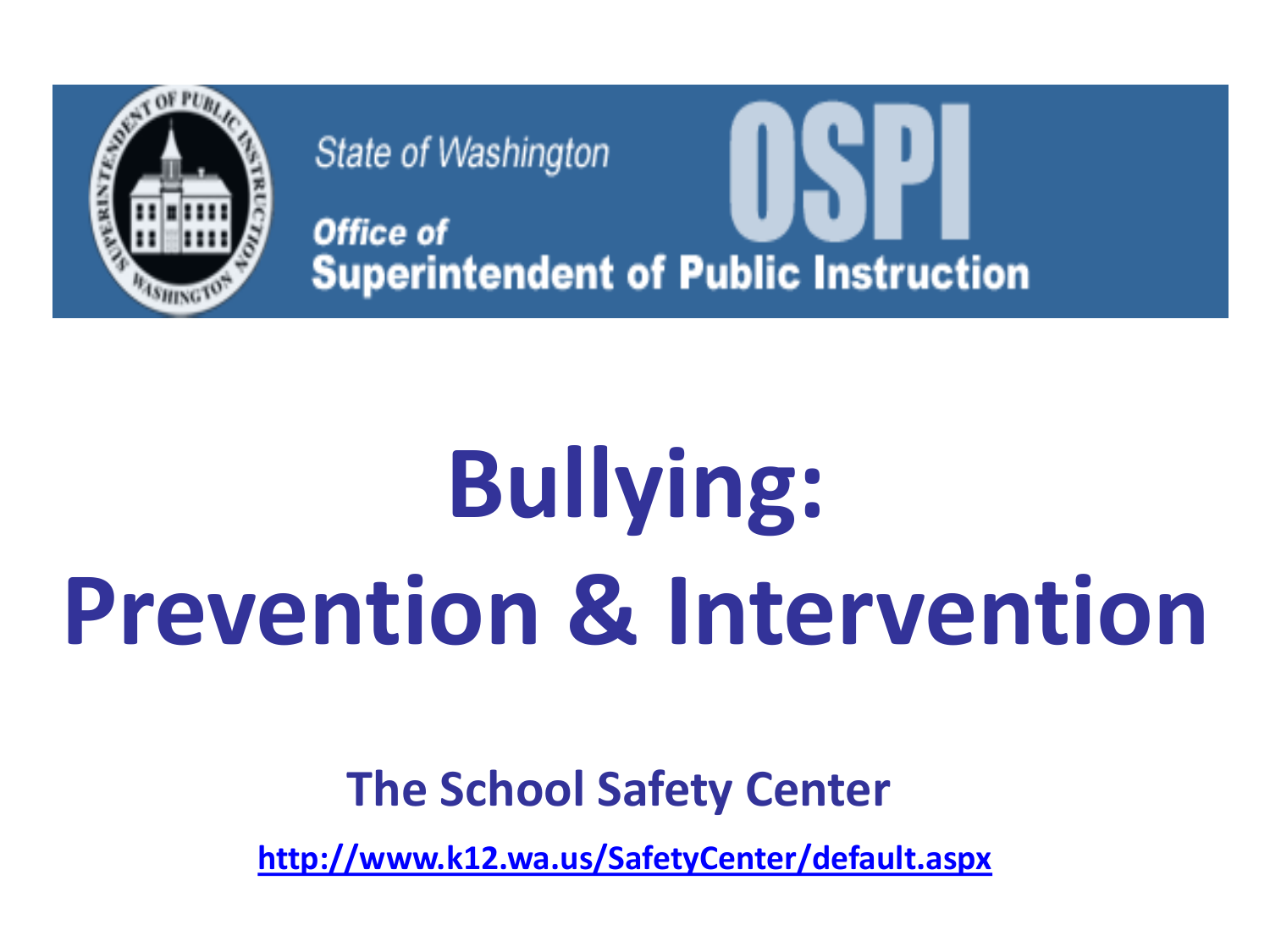State of Washington

Office of Superintendent of Public Instruction

OSPI

# Bullying: Prevention & Intervention

**The School Safety Center**

**http://www.k12.wa.us/SafetyCenter/default.aspx**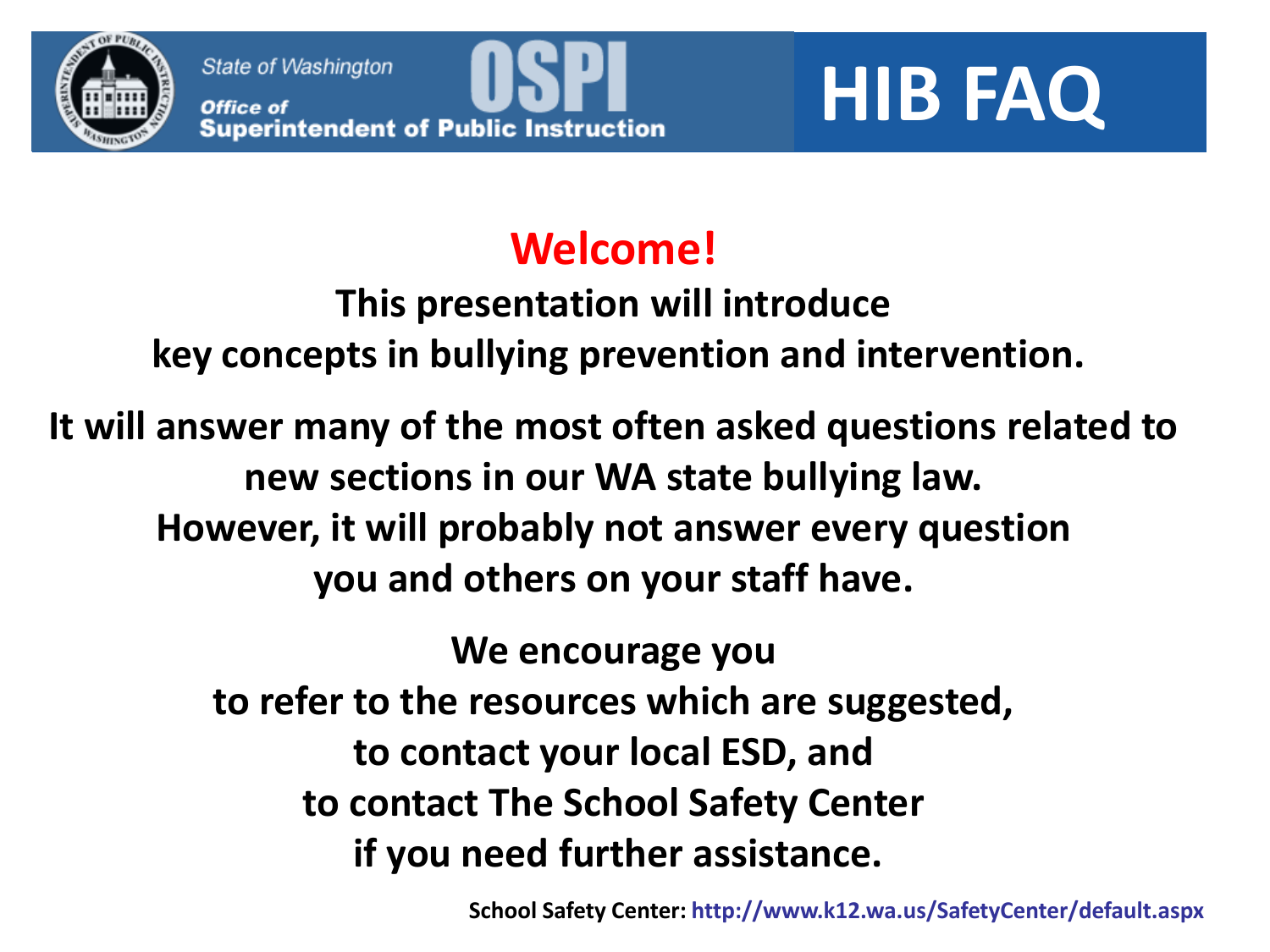State of Washington
Office of Superintendent of Public Instruction
OSPI

# HIB FAQ

## Welcome!

**This presentation will introduce key concepts in bullying prevention and intervention.**

**It will answer many of the most often asked questions related to new sections in our WA state bullying law. However, it will probably not answer every question you and others on your staff have.**

**We encourage you to refer to the resources which are suggested, to contact your local ESD, and to contact The School Safety Center if you need further assistance.**

**School Safety Center:** http://www.k12.wa.us/SafetyCenter/default.aspx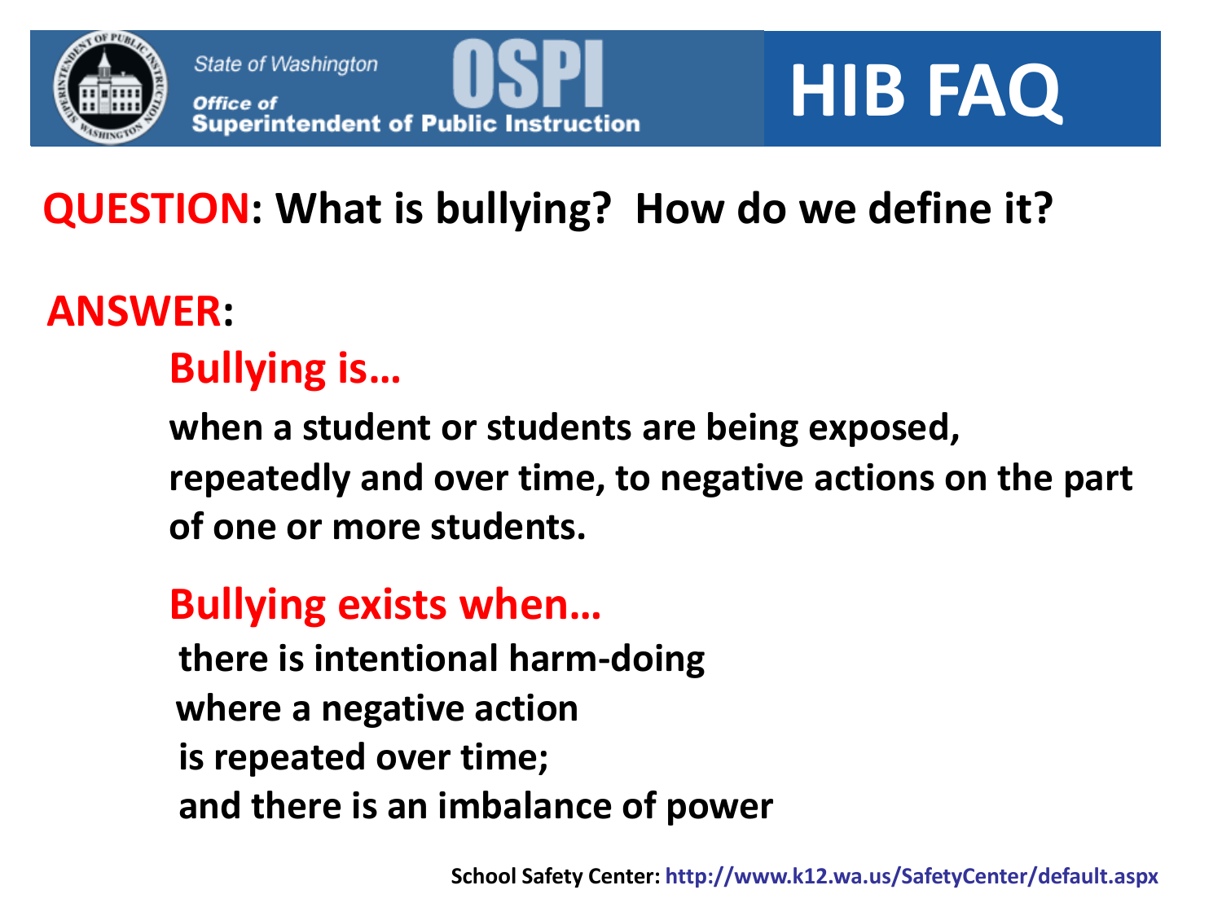State of Washington
Office of Superintendent of Public Instruction
OSPI

# HIB FAQ

## QUESTION: What is bullying? How do we define it?

## ANSWER:

### Bullying is…

**when a student or students are being exposed, repeatedly and over time, to negative actions on the part of one or more students.**

### Bullying exists when…

**there is intentional harm-doing**
**where a negative action**
**is repeated over time;**
**and there is an imbalance of power**

**School Safety Center: http://www.k12.wa.us/SafetyCenter/default.aspx**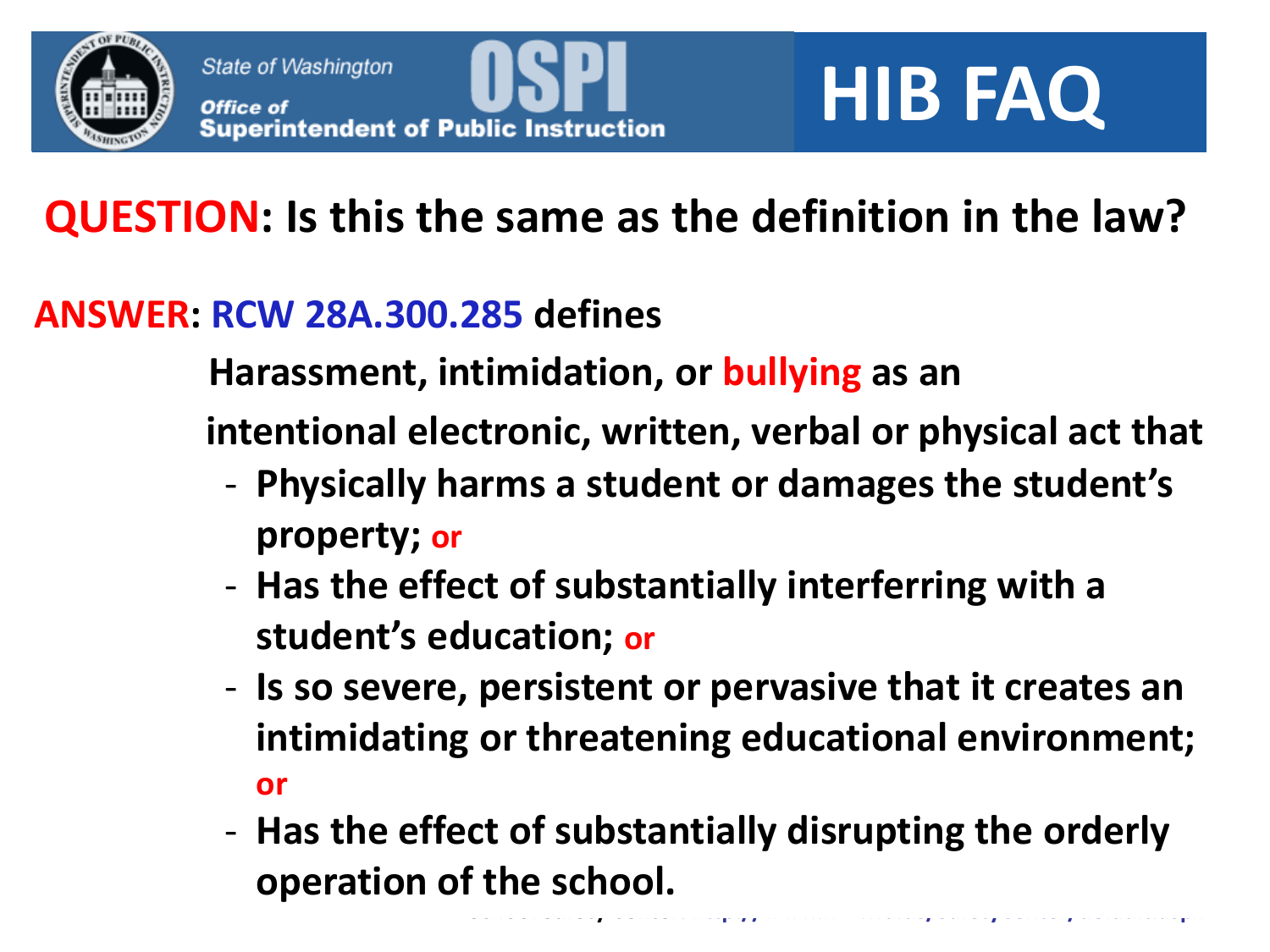# HIB FAQ

State of Washington
Office of Superintendent of Public Instruction
OSPI

## QUESTION: Is this the same as the definition in the law?

**ANSWER: RCW 28A.300.285 defines**

**Harassment, intimidation, or bullying as an intentional electronic, written, verbal or physical act that**

- **Physically harms a student or damages the student's property; or**
- **Has the effect of substantially interferring with a student's education; or**
- **Is so severe, persistent or pervasive that it creates an intimidating or threatening educational environment; or**
- **Has the effect of substantially disrupting the orderly operation of the school.**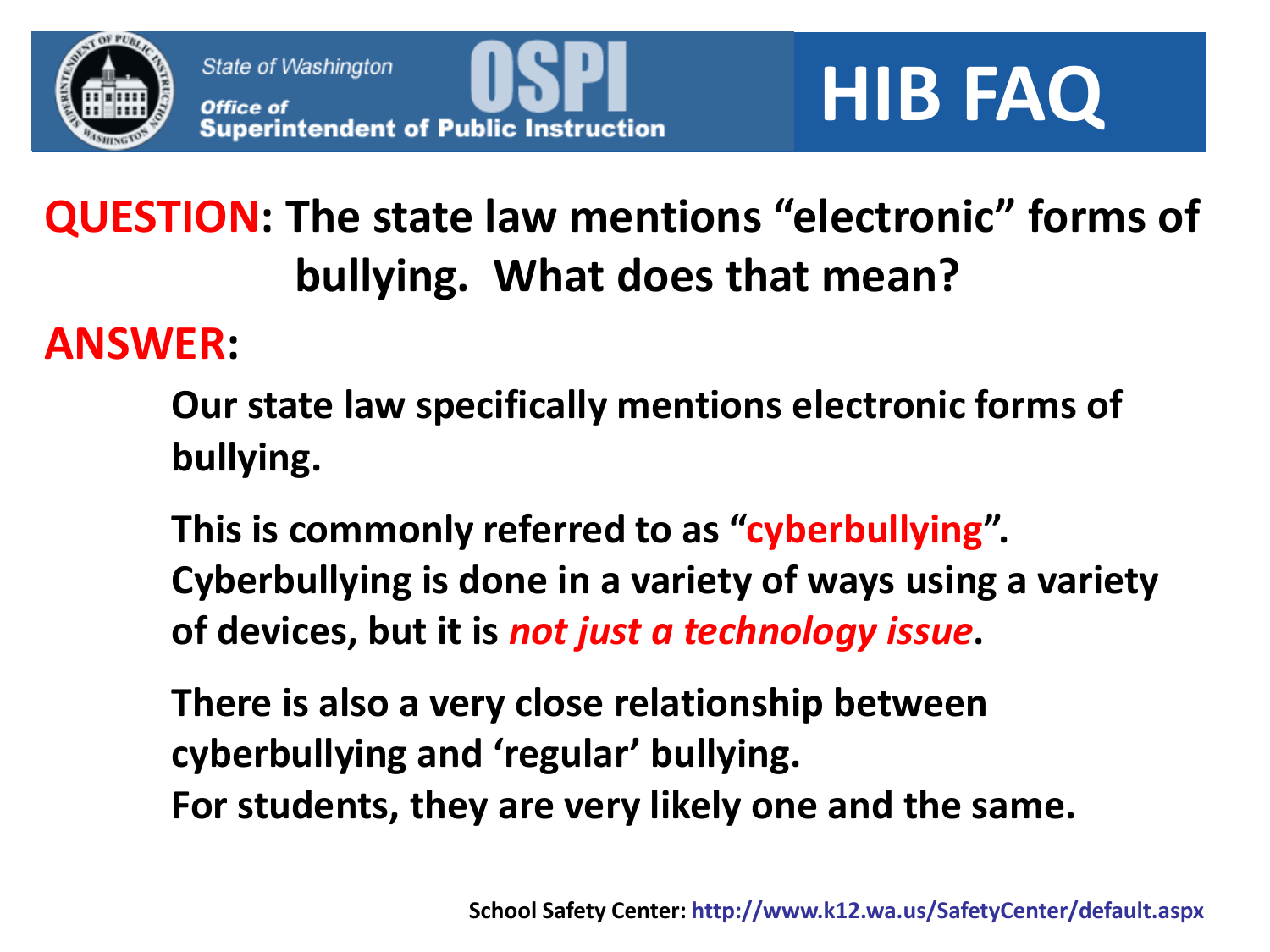# HIB FAQ

**QUESTION: The state law mentions "electronic" forms of bullying. What does that mean?**

**ANSWER:**

**Our state law specifically mentions electronic forms of bullying.**

**This is commonly referred to as "cyberbullying". Cyberbullying is done in a variety of ways using a variety of devices, but it is *not just a technology issue*.**

**There is also a very close relationship between cyberbullying and 'regular' bullying.**
**For students, they are very likely one and the same.**

**School Safety Center: http://www.k12.wa.us/SafetyCenter/default.aspx**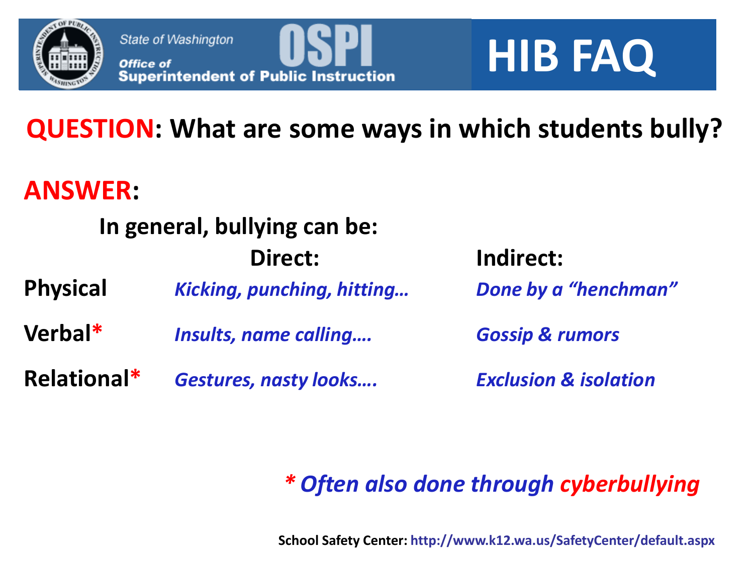# HIB FAQ

State of Washington Office of Superintendent of Public Instruction

## QUESTION: What are some ways in which students bully?

## ANSWER:

**In general, bullying can be:**

| | Direct: | Indirect: |
|---|---|---|
| **Physical** | *Kicking, punching, hitting…* | *Done by a "henchman"* |
| **Verbal*** | *Insults, name calling….* | *Gossip & rumors* |
| **Relational*** | *Gestures, nasty looks….* | *Exclusion & isolation* |

*\* Often also done through cyberbullying*

**School Safety Center:** http://www.k12.wa.us/SafetyCenter/default.aspx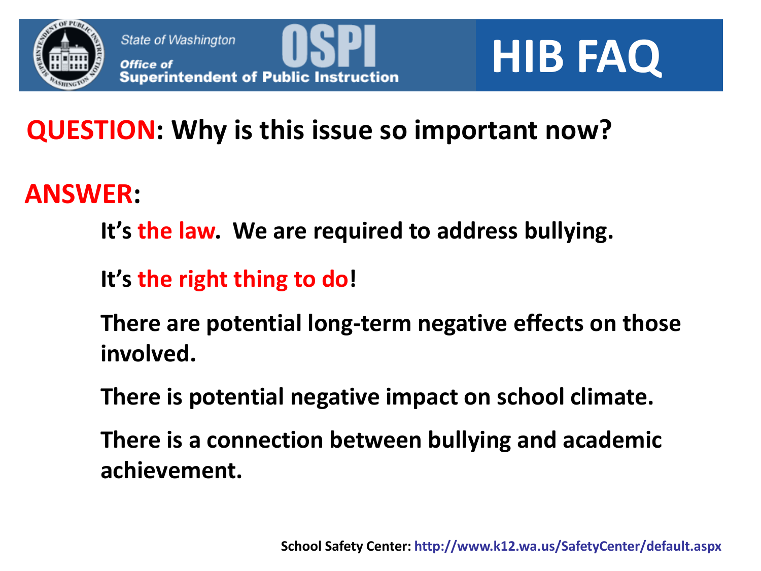State of Washington

Office of Superintendent of Public Instruction

OSPI

# HIB FAQ

## QUESTION: Why is this issue so important now?

## ANSWER:

**It's the law. We are required to address bullying.**

**It's the right thing to do!**

**There are potential long-term negative effects on those involved.**

**There is potential negative impact on school climate.**

**There is a connection between bullying and academic achievement.**

**School Safety Center: http://www.k12.wa.us/SafetyCenter/default.aspx**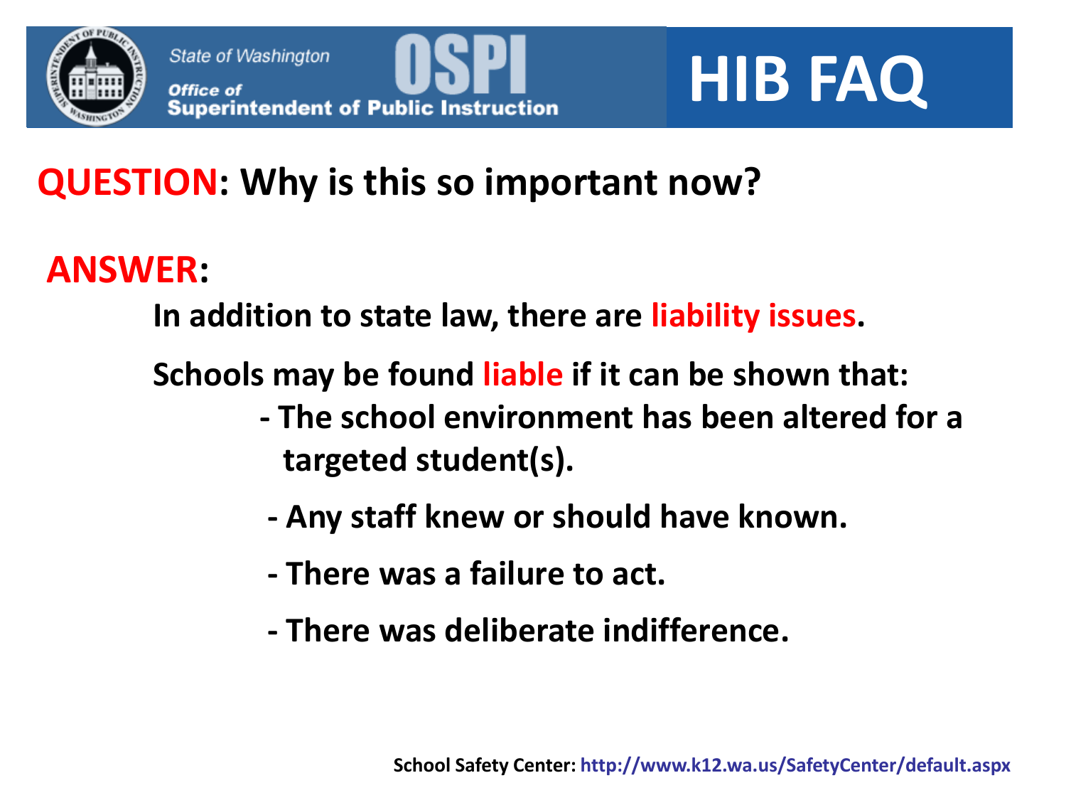# HIB FAQ

State of Washington
Office of Superintendent of Public Instruction (OSPI)

**QUESTION: Why is this so important now?**

**ANSWER:**

**In addition to state law, there are liability issues.**

**Schools may be found liable if it can be shown that:**

- **The school environment has been altered for a targeted student(s).**
- **Any staff knew or should have known.**
- **There was a failure to act.**
- **There was deliberate indifference.**

**School Safety Center:** http://www.k12.wa.us/SafetyCenter/default.aspx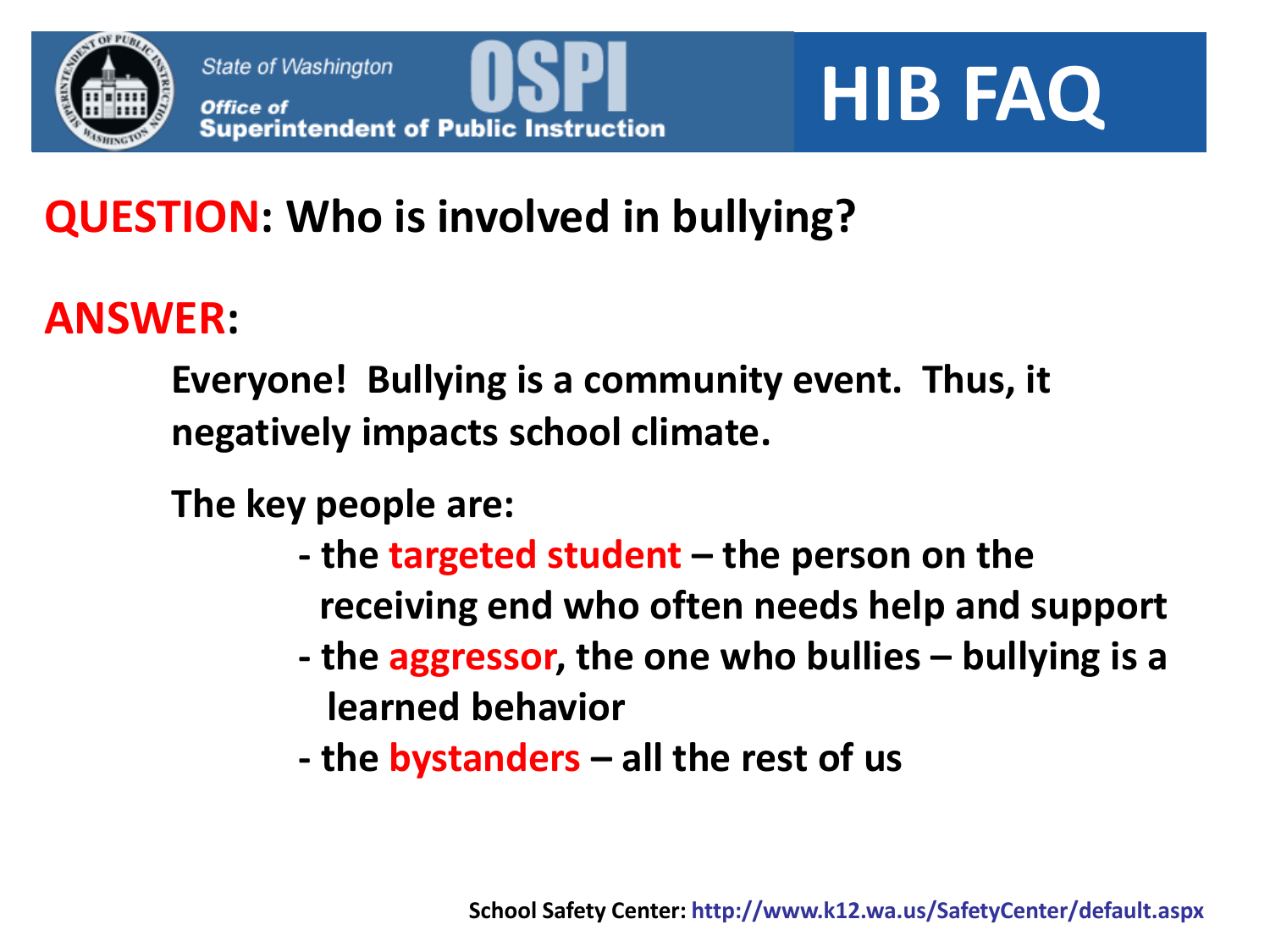# HIB FAQ

State of Washington
Office of Superintendent of Public Instruction

**QUESTION: Who is involved in bullying?**

**ANSWER:**

**Everyone! Bullying is a community event. Thus, it negatively impacts school climate.**

**The key people are:**

- **the targeted student – the person on the receiving end who often needs help and support**
- **the aggressor, the one who bullies – bullying is a learned behavior**
- **the bystanders – all the rest of us**

**School Safety Center: http://www.k12.wa.us/SafetyCenter/default.aspx**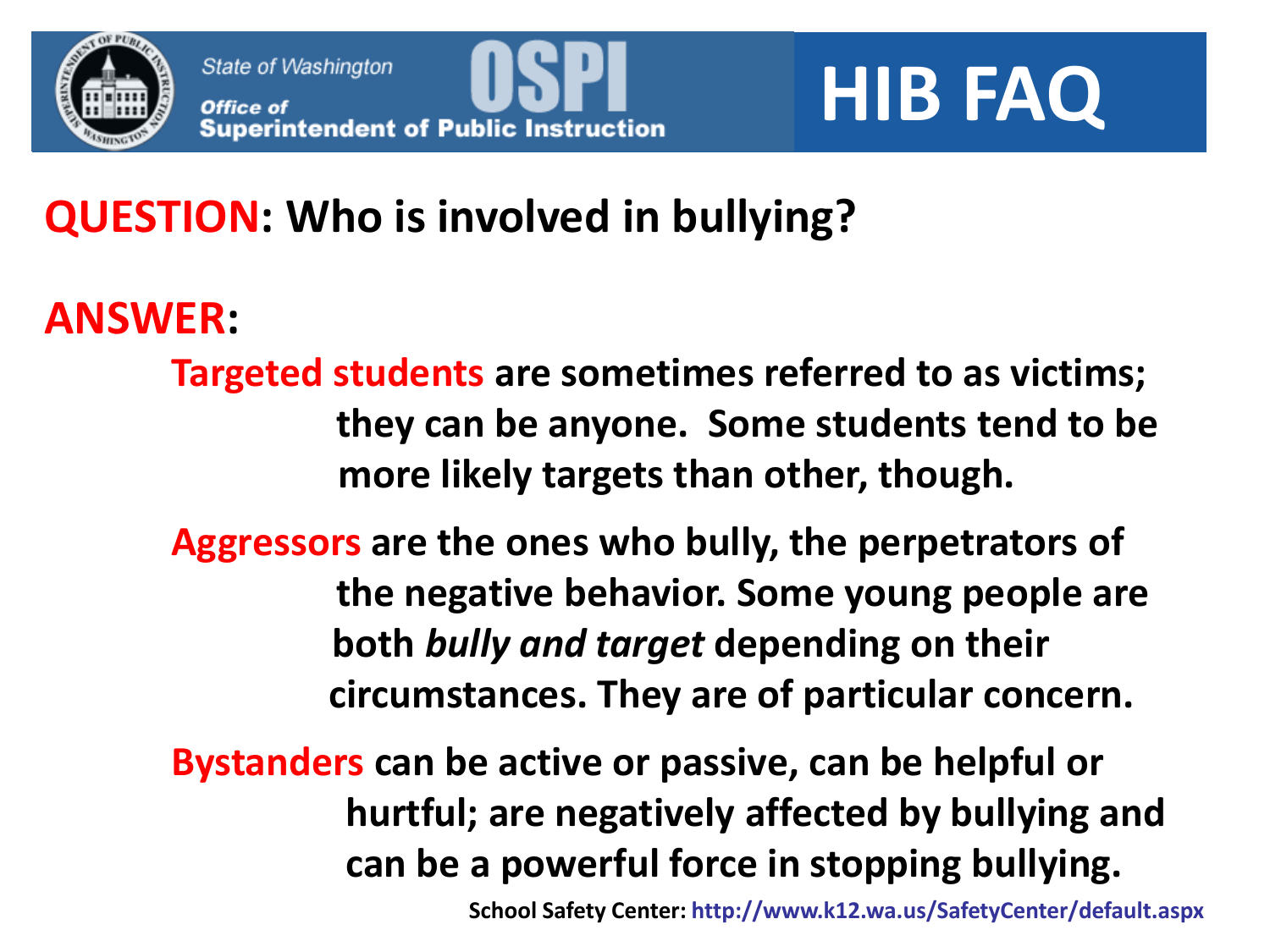State of Washington
Office of Superintendent of Public Instruction
OSPI

# HIB FAQ

**QUESTION: Who is involved in bullying?**

**ANSWER:**

**Targeted students** are sometimes referred to as victims; they can be anyone. Some students tend to be more likely targets than other, though.

**Aggressors** are the ones who bully, the perpetrators of the negative behavior. Some young people are both *bully and target* depending on their circumstances. They are of particular concern.

**Bystanders** can be active or passive, can be helpful or hurtful; are negatively affected by bullying and can be a powerful force in stopping bullying.

School Safety Center: http://www.k12.wa.us/SafetyCenter/default.aspx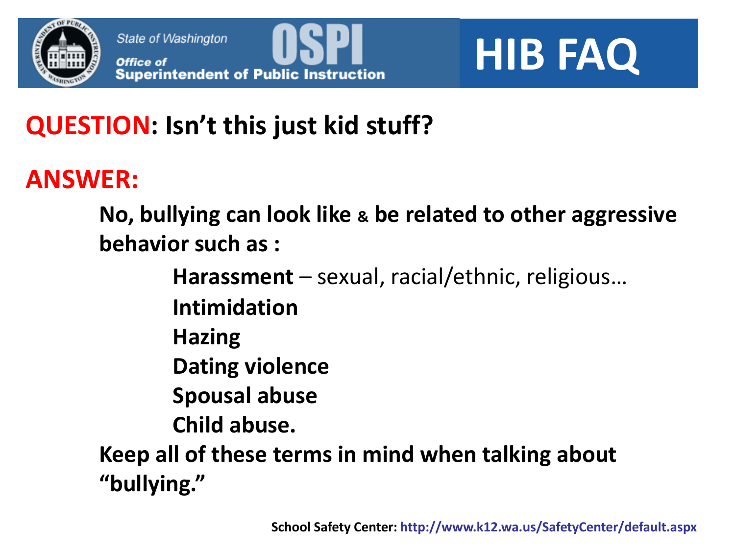State of Washington
Office of Superintendent of Public Instruction
OSPI

# HIB FAQ

## QUESTION: Isn't this just kid stuff?

## ANSWER:

**No, bullying can look like & be related to other aggressive behavior such as :**

- **Harassment** – sexual, racial/ethnic, religious…
- **Intimidation**
- **Hazing**
- **Dating violence**
- **Spousal abuse**
- **Child abuse.**

**Keep all of these terms in mind when talking about "bullying."**

**School Safety Center: http://www.k12.wa.us/SafetyCenter/default.aspx**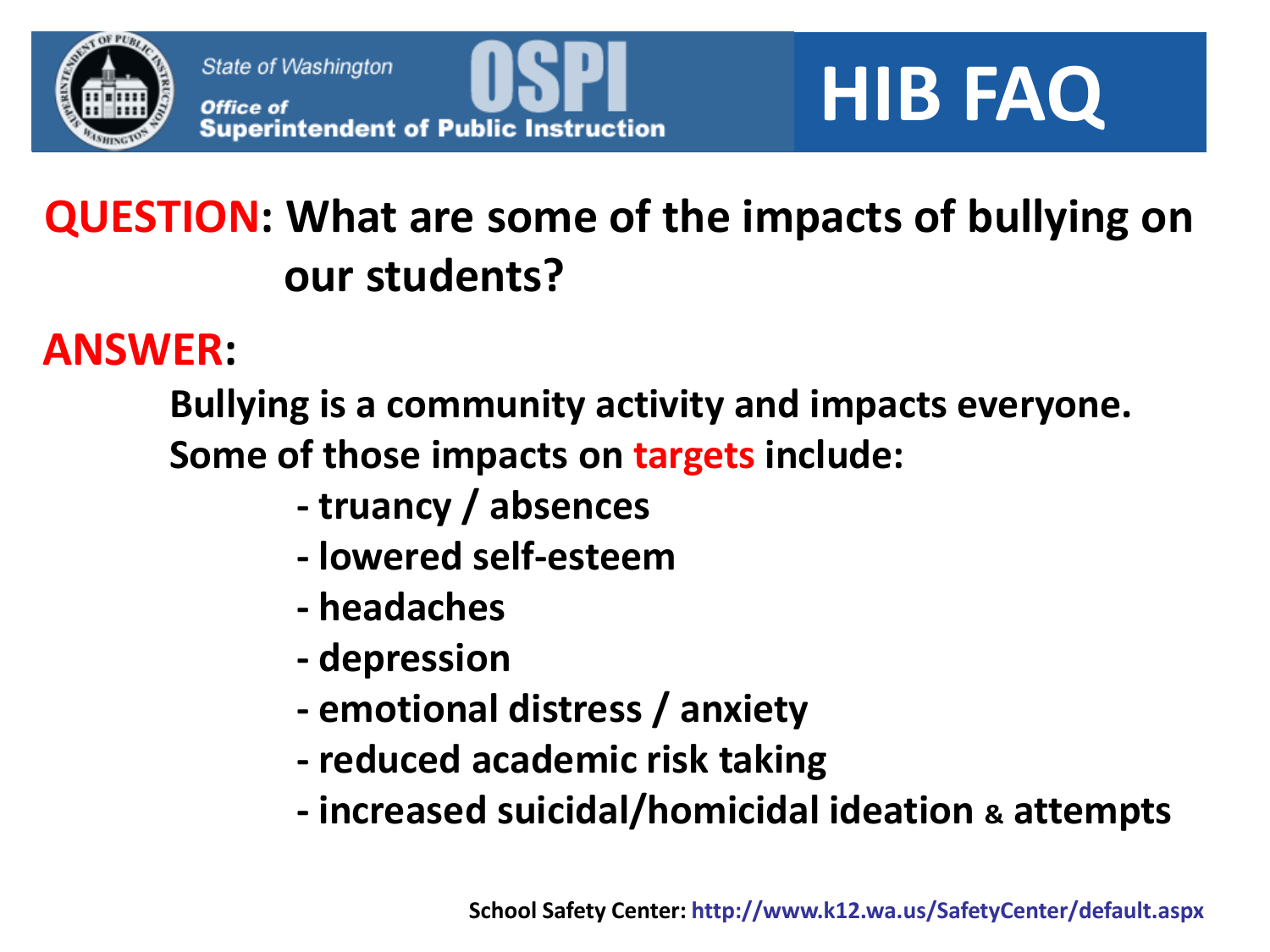State of Washington
Office of Superintendent of Public Instruction
OSPI

# HIB FAQ

**QUESTION: What are some of the impacts of bullying on our students?**

**ANSWER:**

**Bullying is a community activity and impacts everyone. Some of those impacts on targets include:**

- **truancy / absences**
- **lowered self-esteem**
- **headaches**
- **depression**
- **emotional distress / anxiety**
- **reduced academic risk taking**
- **increased suicidal/homicidal ideation & attempts**

**School Safety Center: http://www.k12.wa.us/SafetyCenter/default.aspx**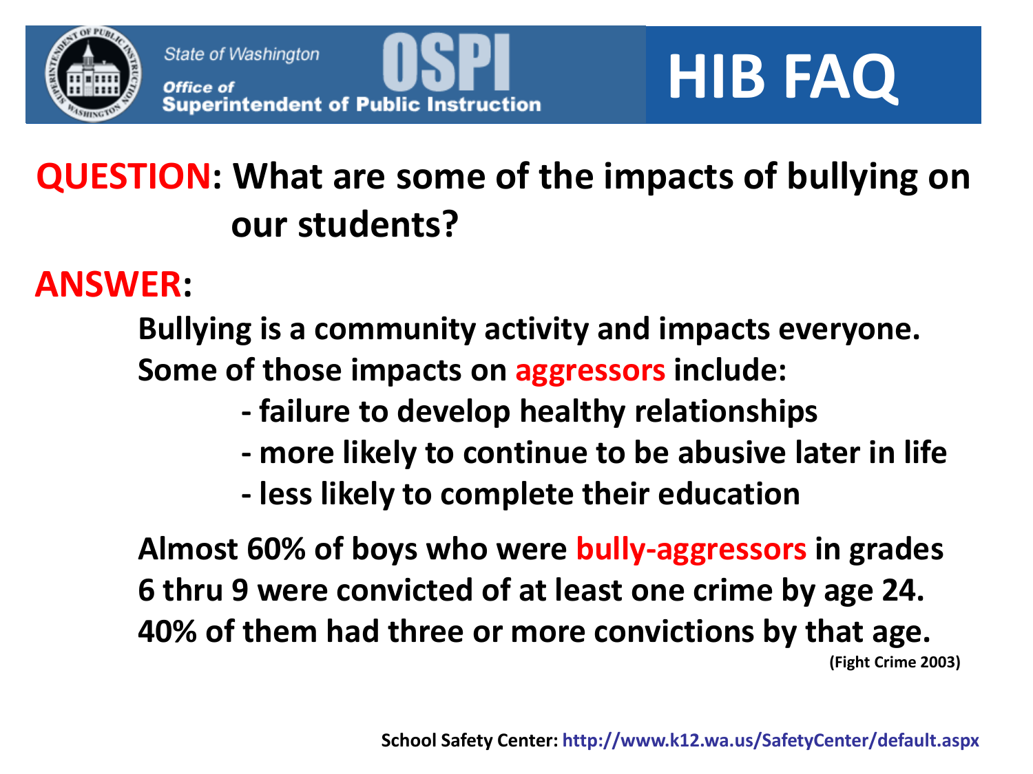# HIB FAQ

**QUESTION: What are some of the impacts of bullying on our students?**

**ANSWER:**

**Bullying is a community activity and impacts everyone. Some of those impacts on aggressors include:**

- **failure to develop healthy relationships**
- **more likely to continue to be abusive later in life**
- **less likely to complete their education**

**Almost 60% of boys who were bully-aggressors in grades 6 thru 9 were convicted of at least one crime by age 24. 40% of them had three or more convictions by that age.**

**(Fight Crime 2003)**

**School Safety Center: http://www.k12.wa.us/SafetyCenter/default.aspx**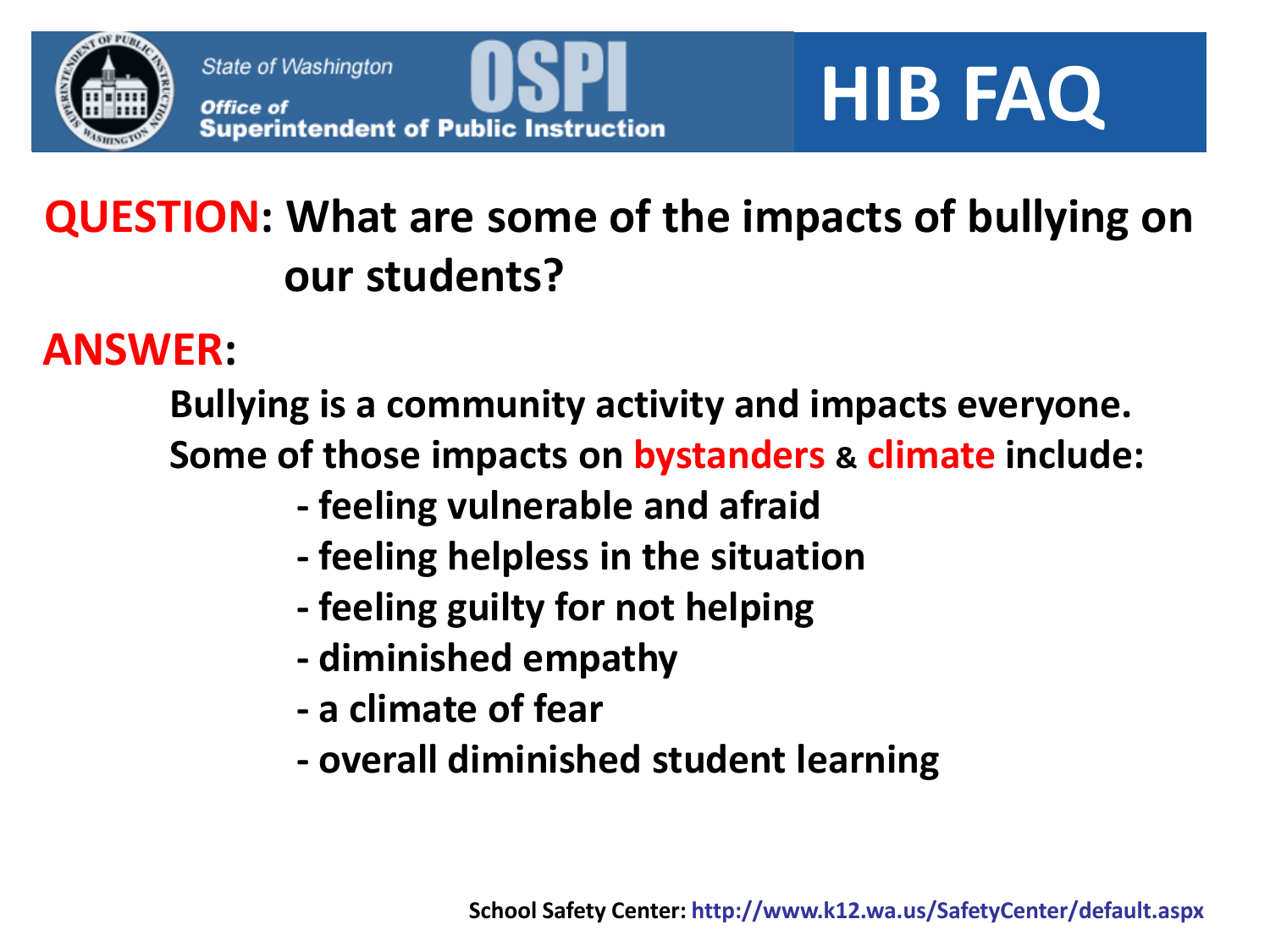State of Washington
Office of Superintendent of Public Instruction
OSPI

# HIB FAQ

**QUESTION: What are some of the impacts of bullying on our students?**

**ANSWER:**

**Bullying is a community activity and impacts everyone. Some of those impacts on bystanders & climate include:**

- **feeling vulnerable and afraid**
- **feeling helpless in the situation**
- **feeling guilty for not helping**
- **diminished empathy**
- **a climate of fear**
- **overall diminished student learning**

**School Safety Center: http://www.k12.wa.us/SafetyCenter/default.aspx**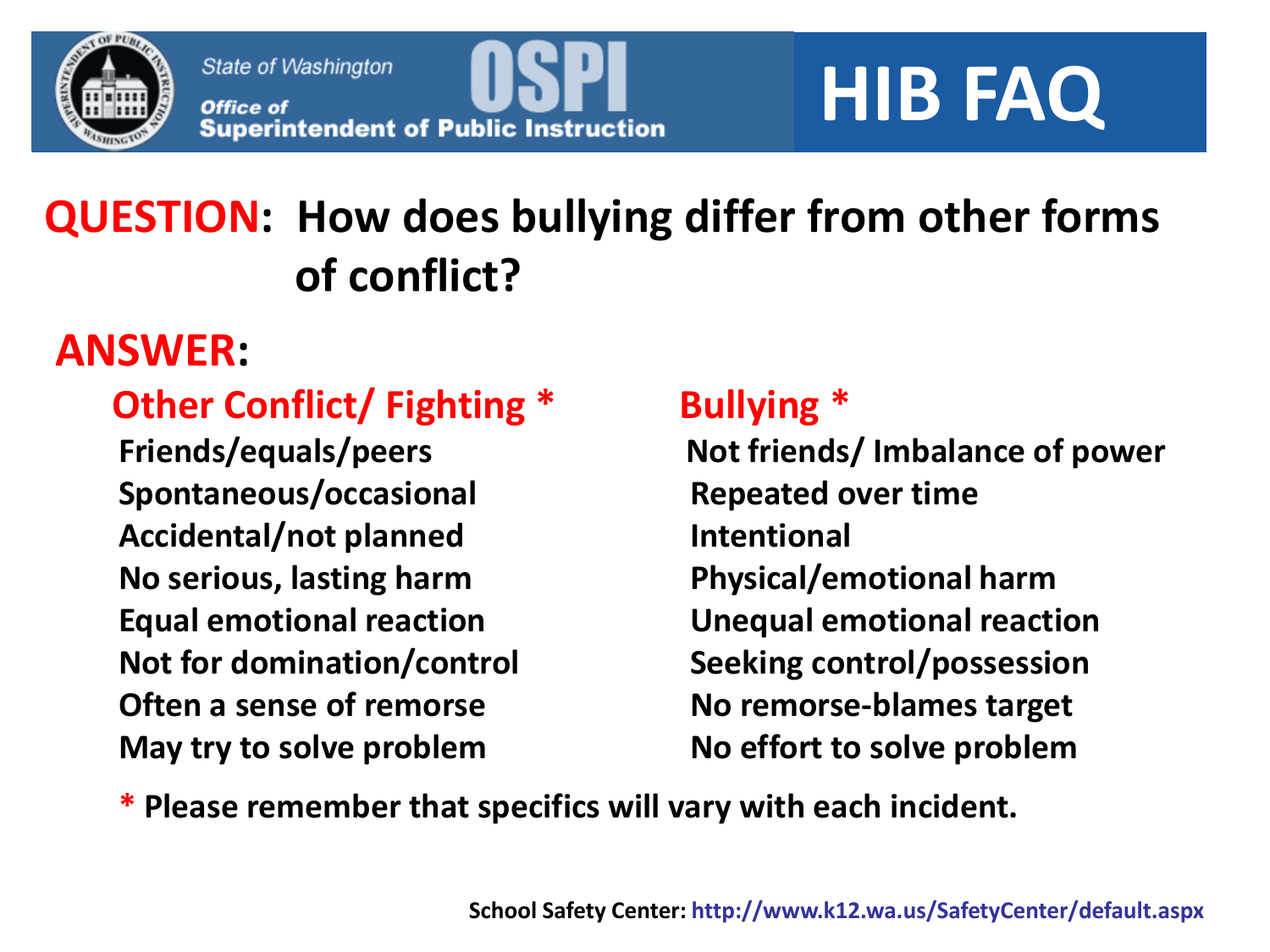# HIB FAQ

State of Washington
Office of Superintendent of Public Instruction

**QUESTION: How does bullying differ from other forms of conflict?**

**ANSWER:**

| Other Conflict/ Fighting * | Bullying * |
|---|---|
| Friends/equals/peers | Not friends/ Imbalance of power |
| Spontaneous/occasional | Repeated over time |
| Accidental/not planned | Intentional |
| No serious, lasting harm | Physical/emotional harm |
| Equal emotional reaction | Unequal emotional reaction |
| Not for domination/control | Seeking control/possession |
| Often a sense of remorse | No remorse-blames target |
| May try to solve problem | No effort to solve problem |

\* Please remember that specifics will vary with each incident.

School Safety Center: http://www.k12.wa.us/SafetyCenter/default.aspx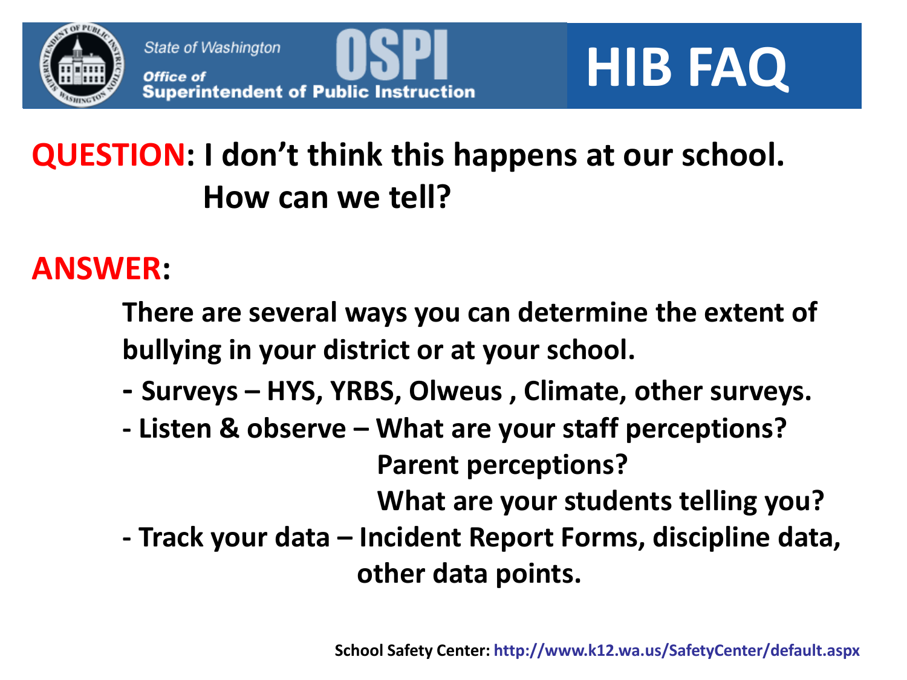State of Washington
Office of Superintendent of Public Instruction

# HIB FAQ

**QUESTION: I don't think this happens at our school. How can we tell?**

**ANSWER:**

**There are several ways you can determine the extent of bullying in your district or at your school.**

- **Surveys – HYS, YRBS, Olweus , Climate, other surveys.**
- **Listen & observe – What are your staff perceptions? Parent perceptions? What are your students telling you?**
- **Track your data – Incident Report Forms, discipline data, other data points.**

**School Safety Center: http://www.k12.wa.us/SafetyCenter/default.aspx**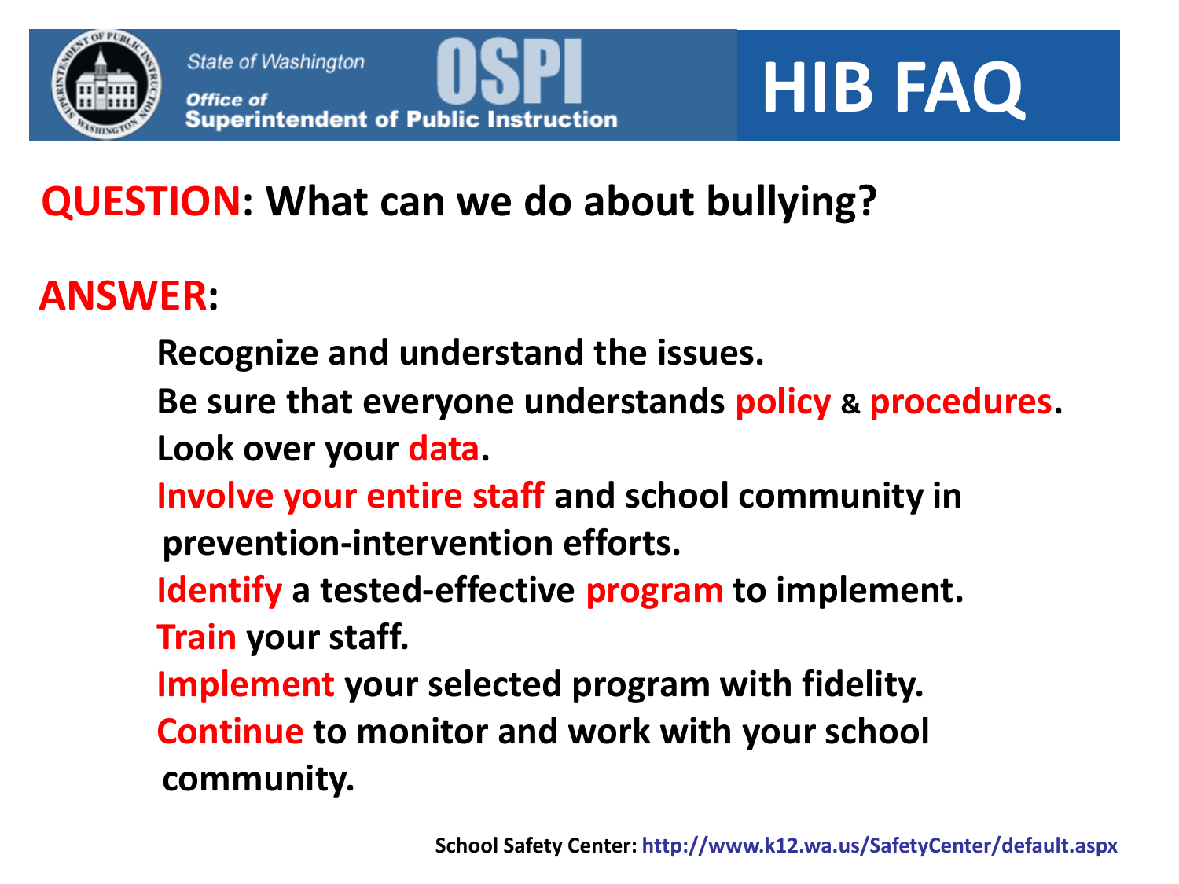# HIB FAQ

State of Washington
Office of Superintendent of Public Instruction
OSPI

**QUESTION: What can we do about bullying?**

**ANSWER:**

**Recognize and understand the issues.**
**Be sure that everyone understands policy & procedures.**
**Look over your data.**
**Involve your entire staff and school community in prevention-intervention efforts.**
**Identify a tested-effective program to implement.**
**Train your staff.**
**Implement your selected program with fidelity.**
**Continue to monitor and work with your school community.**

**School Safety Center: http://www.k12.wa.us/SafetyCenter/default.aspx**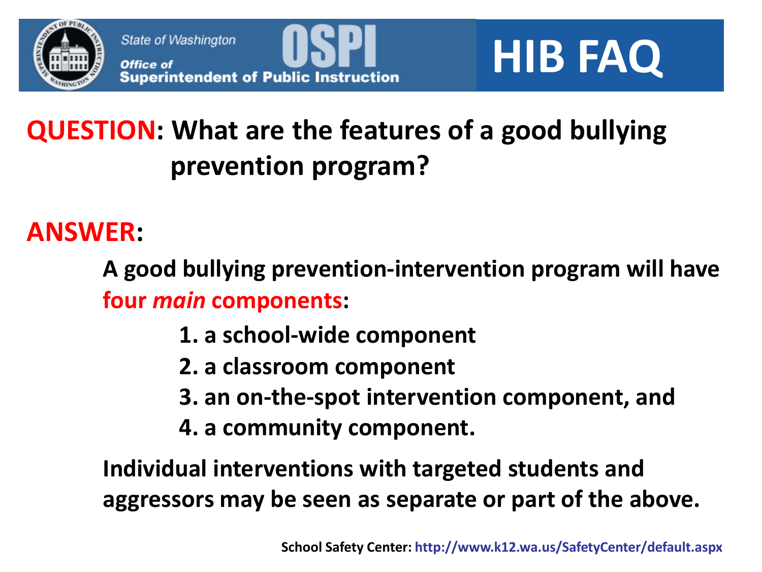State of Washington
Office of Superintendent of Public Instruction

# HIB FAQ

**QUESTION: What are the features of a good bullying prevention program?**

**ANSWER:**

**A good bullying prevention-intervention program will have four *main* components:**

1. **a school-wide component**
2. **a classroom component**
3. **an on-the-spot intervention component, and**
4. **a community component.**

**Individual interventions with targeted students and aggressors may be seen as separate or part of the above.**

**School Safety Center: http://www.k12.wa.us/SafetyCenter/default.aspx**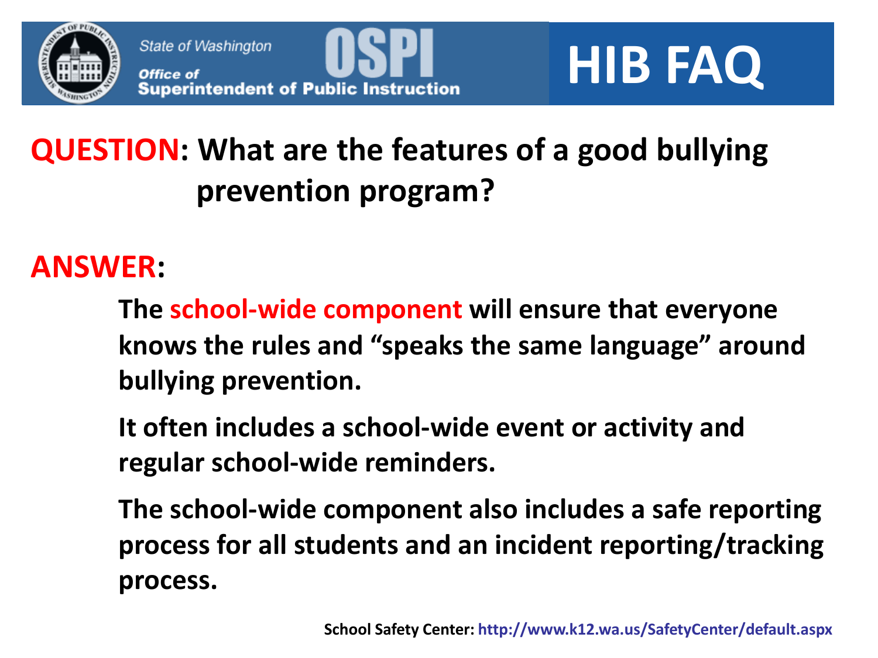# HIB FAQ

**QUESTION: What are the features of a good bullying prevention program?**

**ANSWER:**

**The school-wide component will ensure that everyone knows the rules and "speaks the same language" around bullying prevention.**

**It often includes a school-wide event or activity and regular school-wide reminders.**

**The school-wide component also includes a safe reporting process for all students and an incident reporting/tracking process.**

**School Safety Center: http://www.k12.wa.us/SafetyCenter/default.aspx**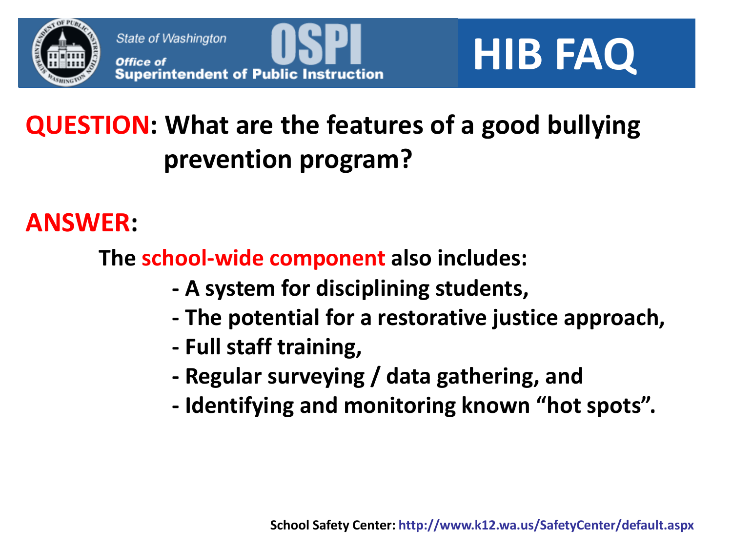# HIB FAQ

**QUESTION: What are the features of a good bullying prevention program?**

**ANSWER:**

**The school-wide component also includes:**

- **A system for disciplining students,**
- **The potential for a restorative justice approach,**
- **Full staff training,**
- **Regular surveying / data gathering, and**
- **Identifying and monitoring known "hot spots".**

**School Safety Center: http://www.k12.wa.us/SafetyCenter/default.aspx**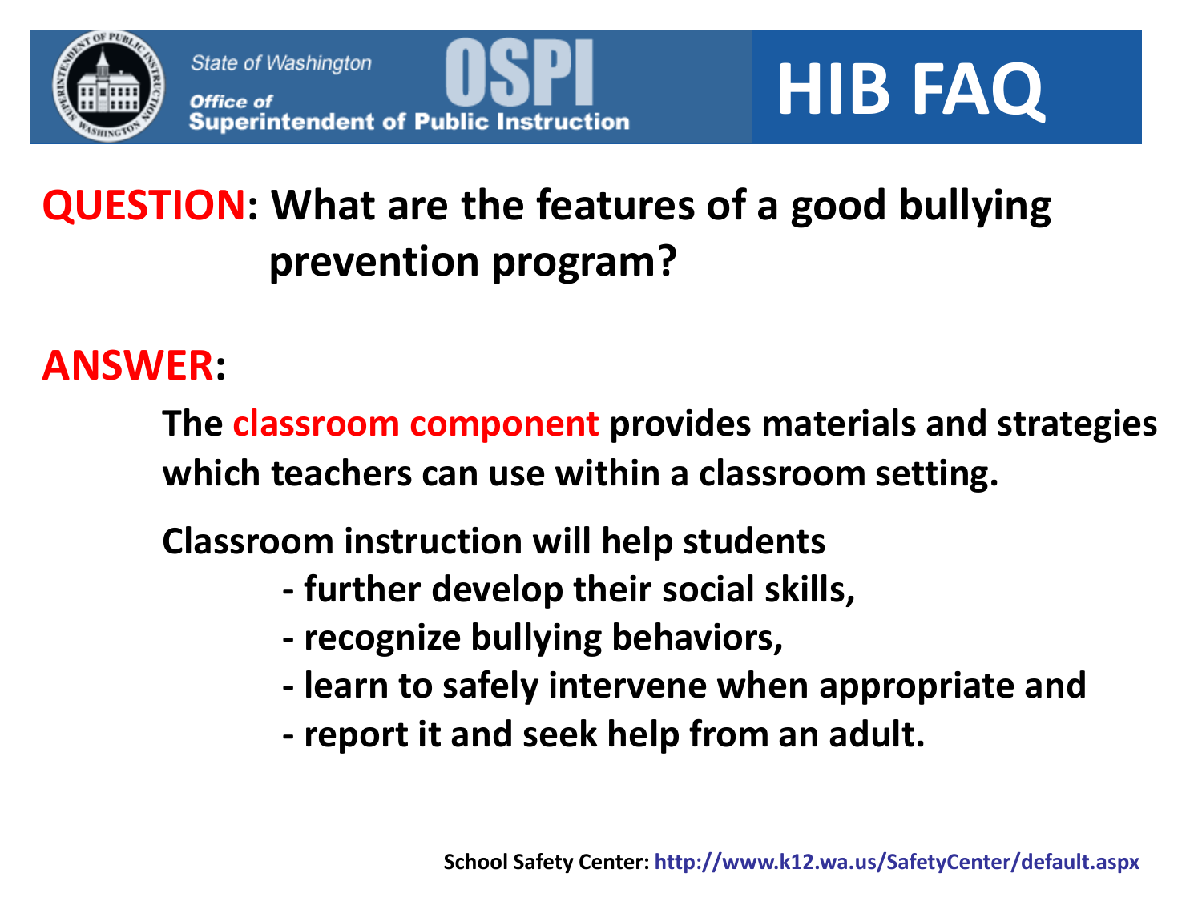State of Washington
Office of Superintendent of Public Instruction
OSPI

# HIB FAQ

**QUESTION: What are the features of a good bullying prevention program?**

**ANSWER:**

**The classroom component provides materials and strategies which teachers can use within a classroom setting.**

**Classroom instruction will help students**

- **further develop their social skills,**
- **recognize bullying behaviors,**
- **learn to safely intervene when appropriate and**
- **report it and seek help from an adult.**

**School Safety Center: http://www.k12.wa.us/SafetyCenter/default.aspx**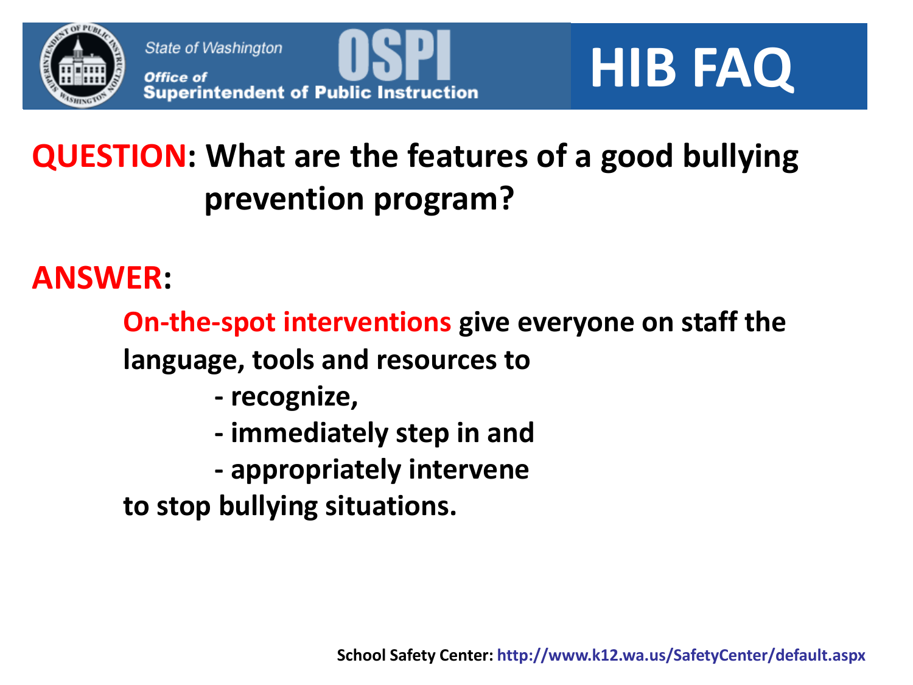# HIB FAQ

**QUESTION: What are the features of a good bullying prevention program?**

**ANSWER:**

**On-the-spot interventions give everyone on staff the language, tools and resources to**

- **recognize,**
- **immediately step in and**
- **appropriately intervene**

**to stop bullying situations.**

**School Safety Center: http://www.k12.wa.us/SafetyCenter/default.aspx**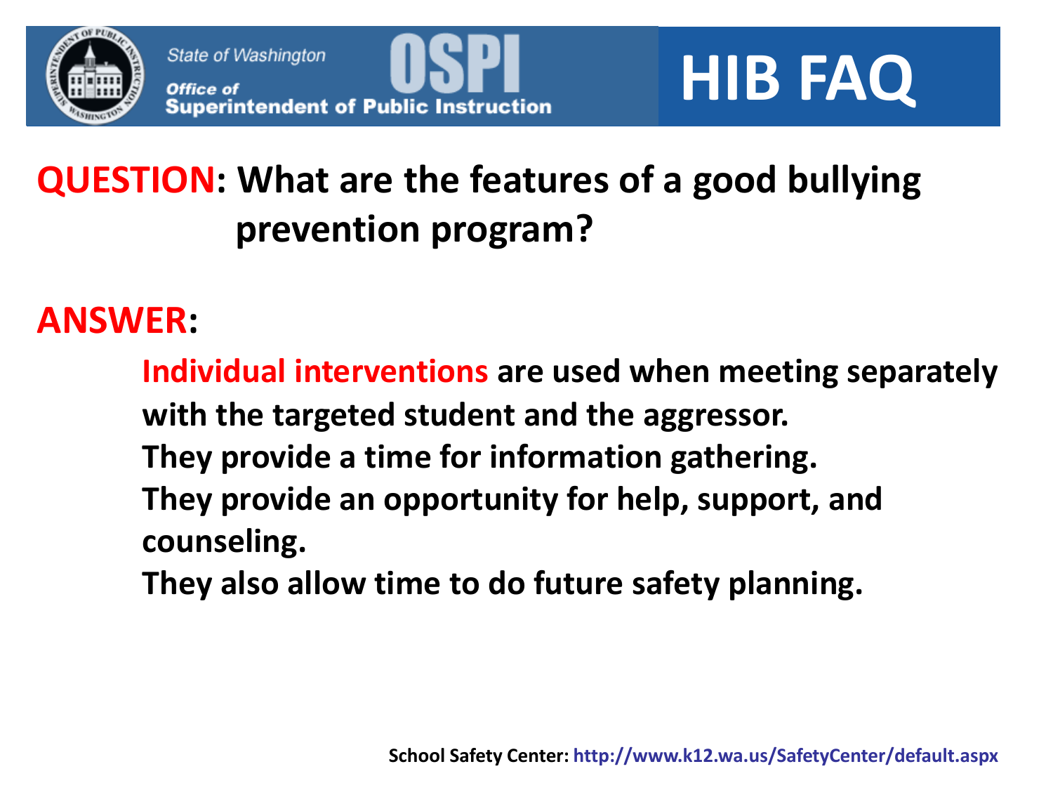# HIB FAQ

State of Washington
Office of Superintendent of Public Instruction — OSPI

**QUESTION: What are the features of a good bullying prevention program?**

**ANSWER:**

**Individual interventions are used when meeting separately with the targeted student and the aggressor.**
**They provide a time for information gathering.**
**They provide an opportunity for help, support, and counseling.**
**They also allow time to do future safety planning.**

**School Safety Center: http://www.k12.wa.us/SafetyCenter/default.aspx**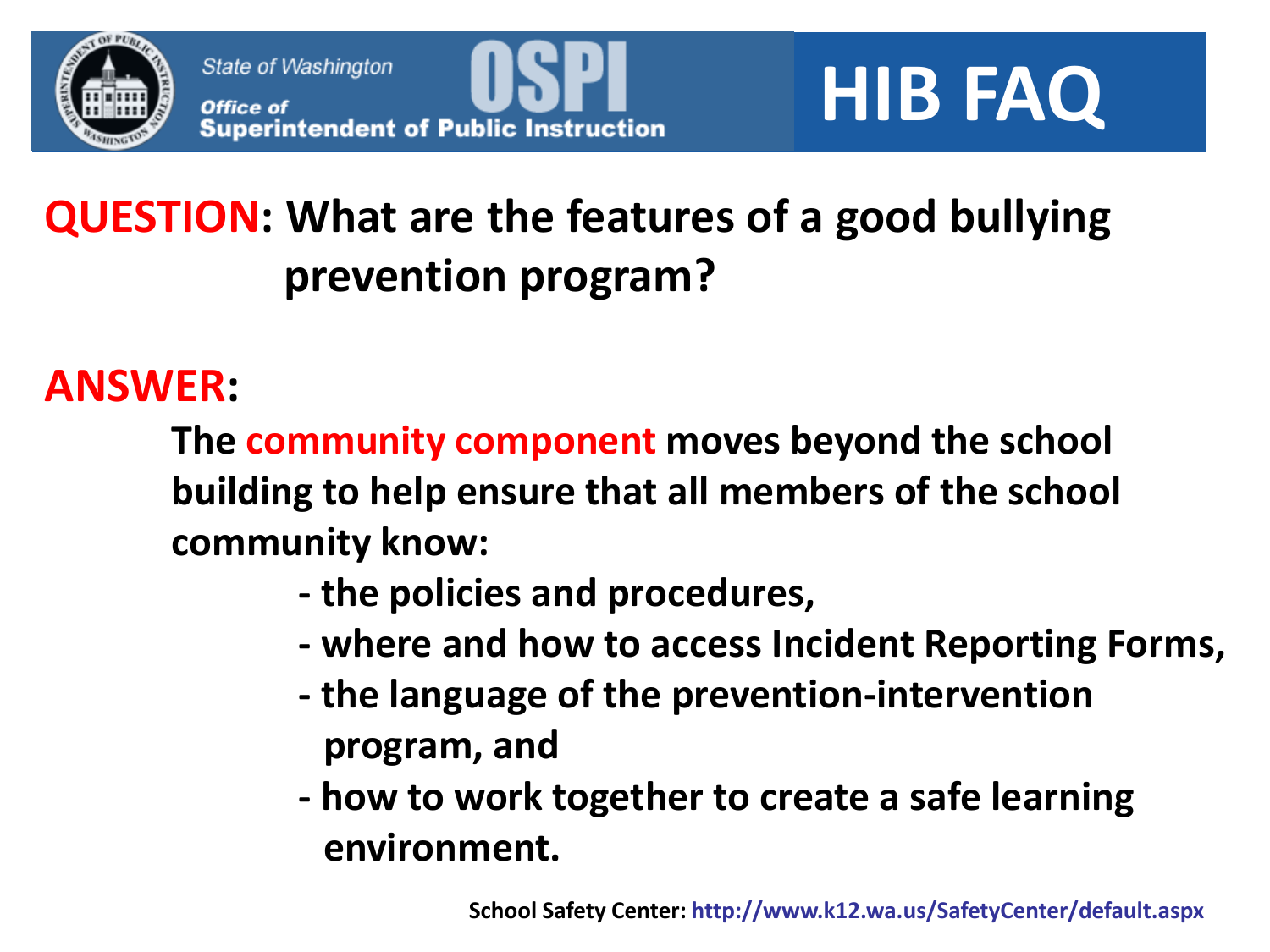State of Washington
Office of Superintendent of Public Instruction
OSPI

# HIB FAQ

**QUESTION: What are the features of a good bullying prevention program?**

**ANSWER:**

**The community component moves beyond the school building to help ensure that all members of the school community know:**

- **the policies and procedures,**
- **where and how to access Incident Reporting Forms,**
- **the language of the prevention-intervention program, and**
- **how to work together to create a safe learning environment.**

**School Safety Center: http://www.k12.wa.us/SafetyCenter/default.aspx**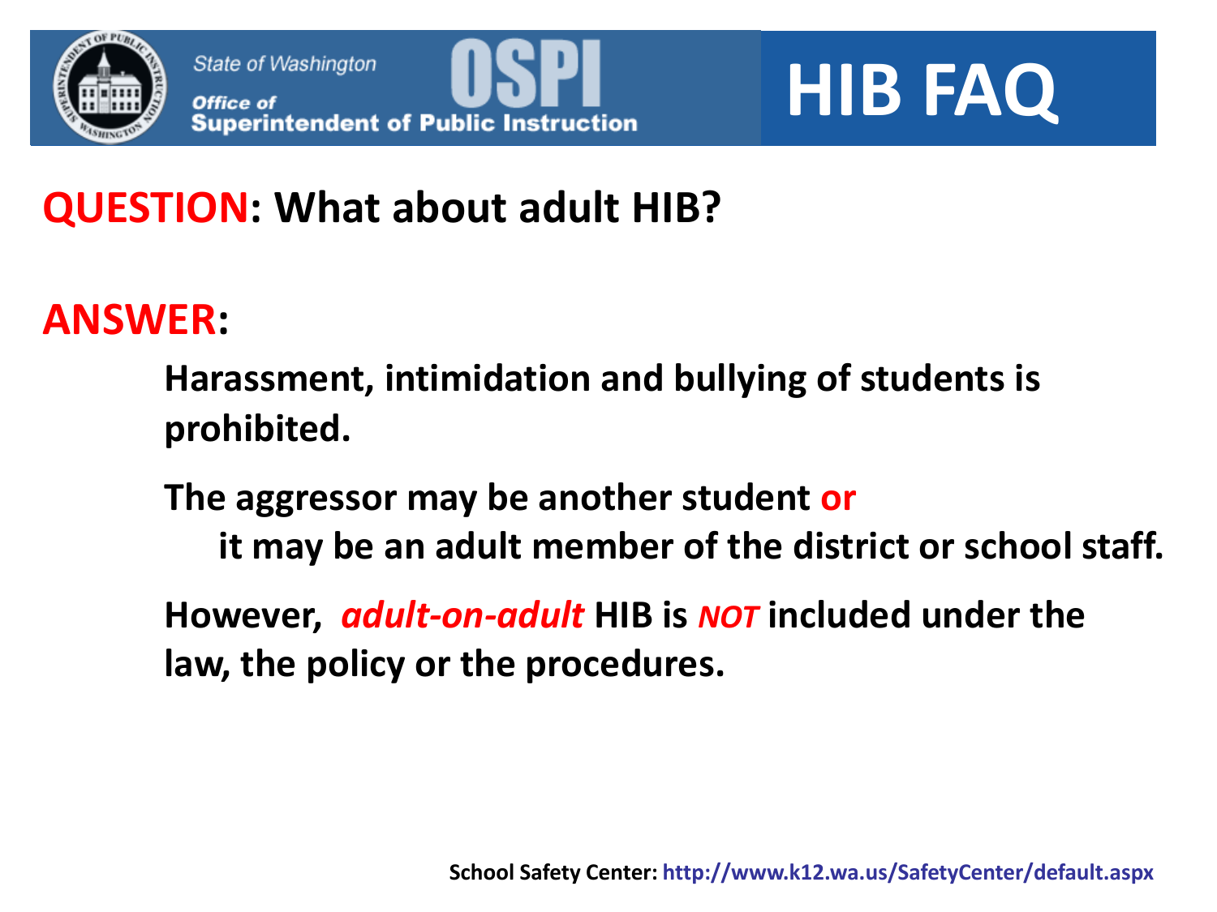State of Washington
Office of Superintendent of Public Instruction
OSPI

# HIB FAQ

**QUESTION: What about adult HIB?**

**ANSWER:**

**Harassment, intimidation and bullying of students is prohibited.**

**The aggressor may be another student or it may be an adult member of the district or school staff.**

**However, *adult-on-adult* HIB is *NOT* included under the law, the policy or the procedures.**

**School Safety Center:** http://www.k12.wa.us/SafetyCenter/default.aspx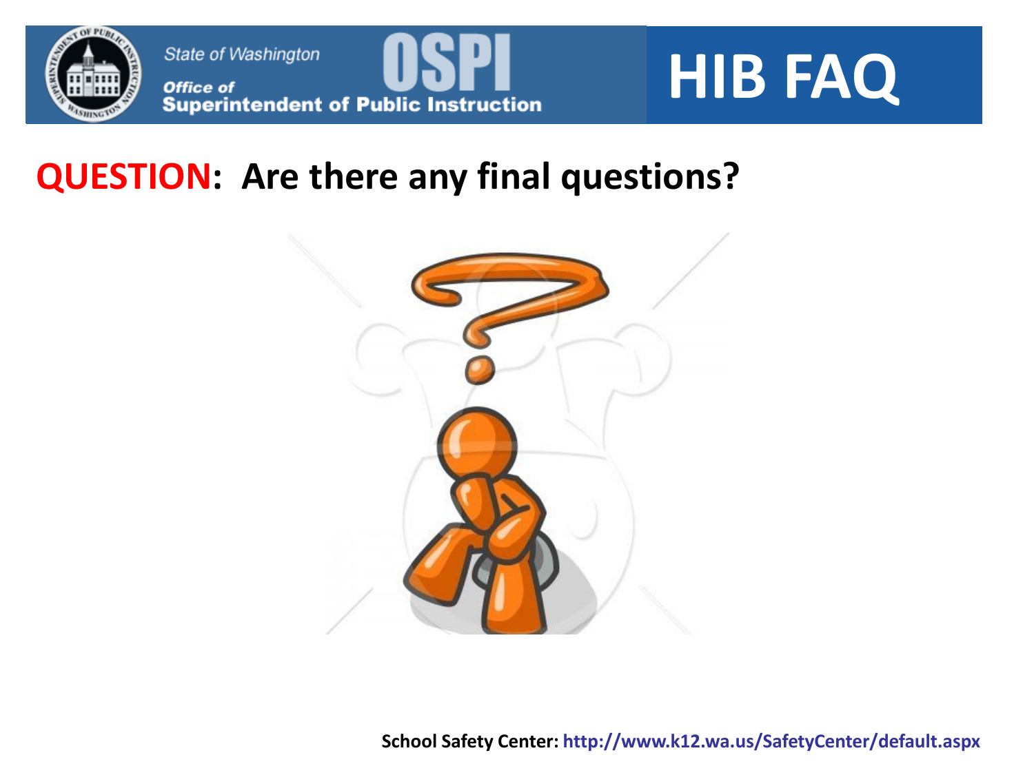# HIB FAQ

## QUESTION: Are there any final questions?

**School Safety Center: http://www.k12.wa.us/SafetyCenter/default.aspx**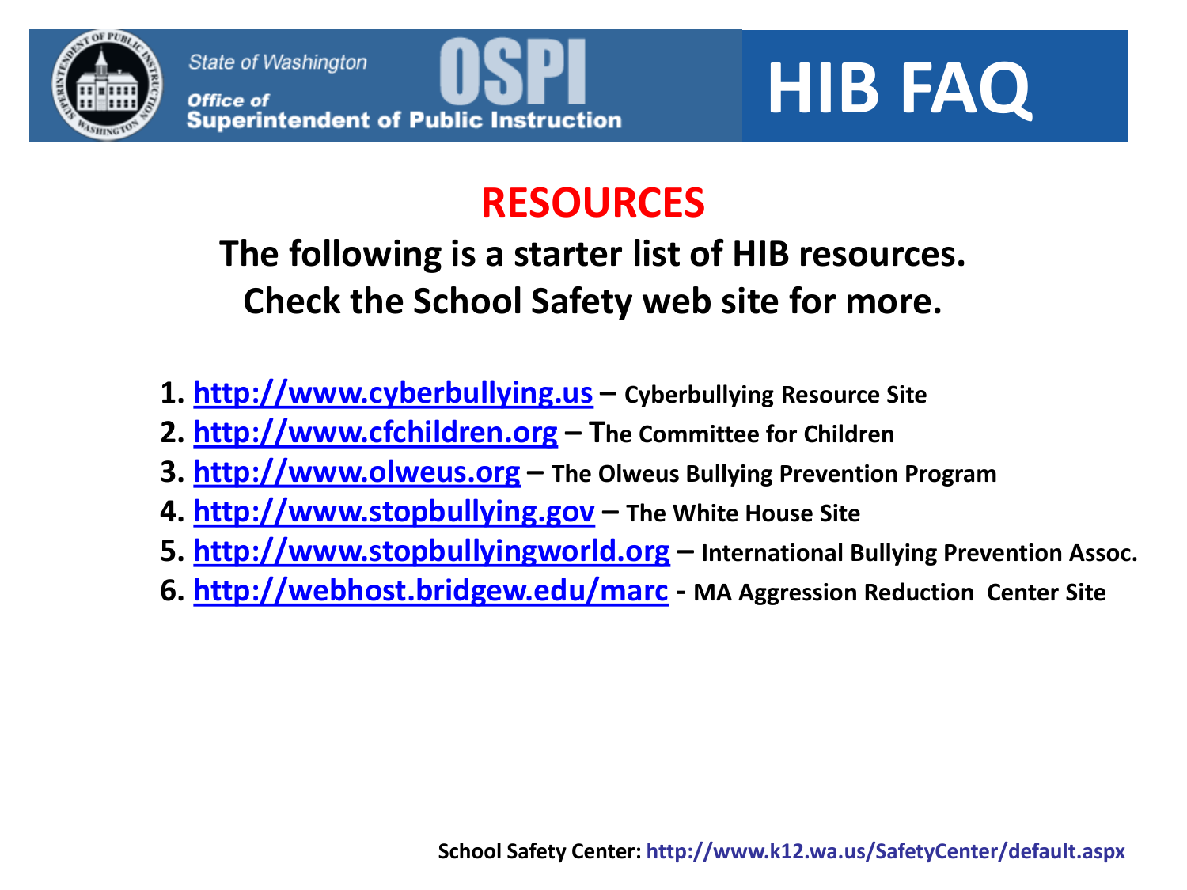State of Washington
Office of Superintendent of Public Instruction
OSPI

# HIB FAQ

## RESOURCES

**The following is a starter list of HIB resources.**
**Check the School Safety web site for more.**

1. **http://www.cyberbullying.us – Cyberbullying Resource Site**
2. **http://www.cfchildren.org – The Committee for Children**
3. **http://www.olweus.org – The Olweus Bullying Prevention Program**
4. **http://www.stopbullying.gov – The White House Site**
5. **http://www.stopbullyingworld.org – International Bullying Prevention Assoc.**
6. **http://webhost.bridgew.edu/marc - MA Aggression Reduction Center Site**

**School Safety Center: http://www.k12.wa.us/SafetyCenter/default.aspx**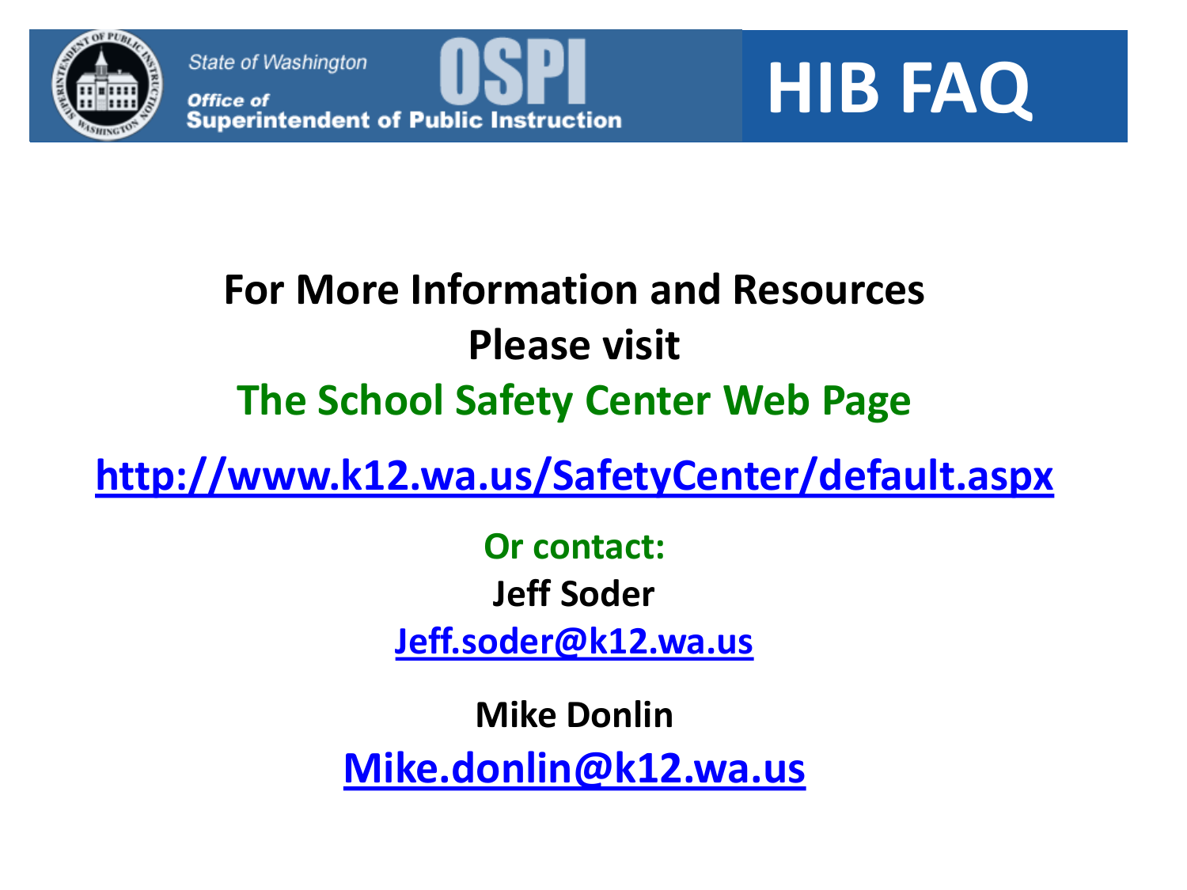State of Washington

Office of Superintendent of Public Instruction

OSPI

# HIB FAQ

**For More Information and Resources**

**Please visit**

**The School Safety Center Web Page**

**http://www.k12.wa.us/SafetyCenter/default.aspx**

**Or contact:**

**Jeff Soder**

**Jeff.soder@k12.wa.us**

**Mike Donlin**

**Mike.donlin@k12.wa.us**